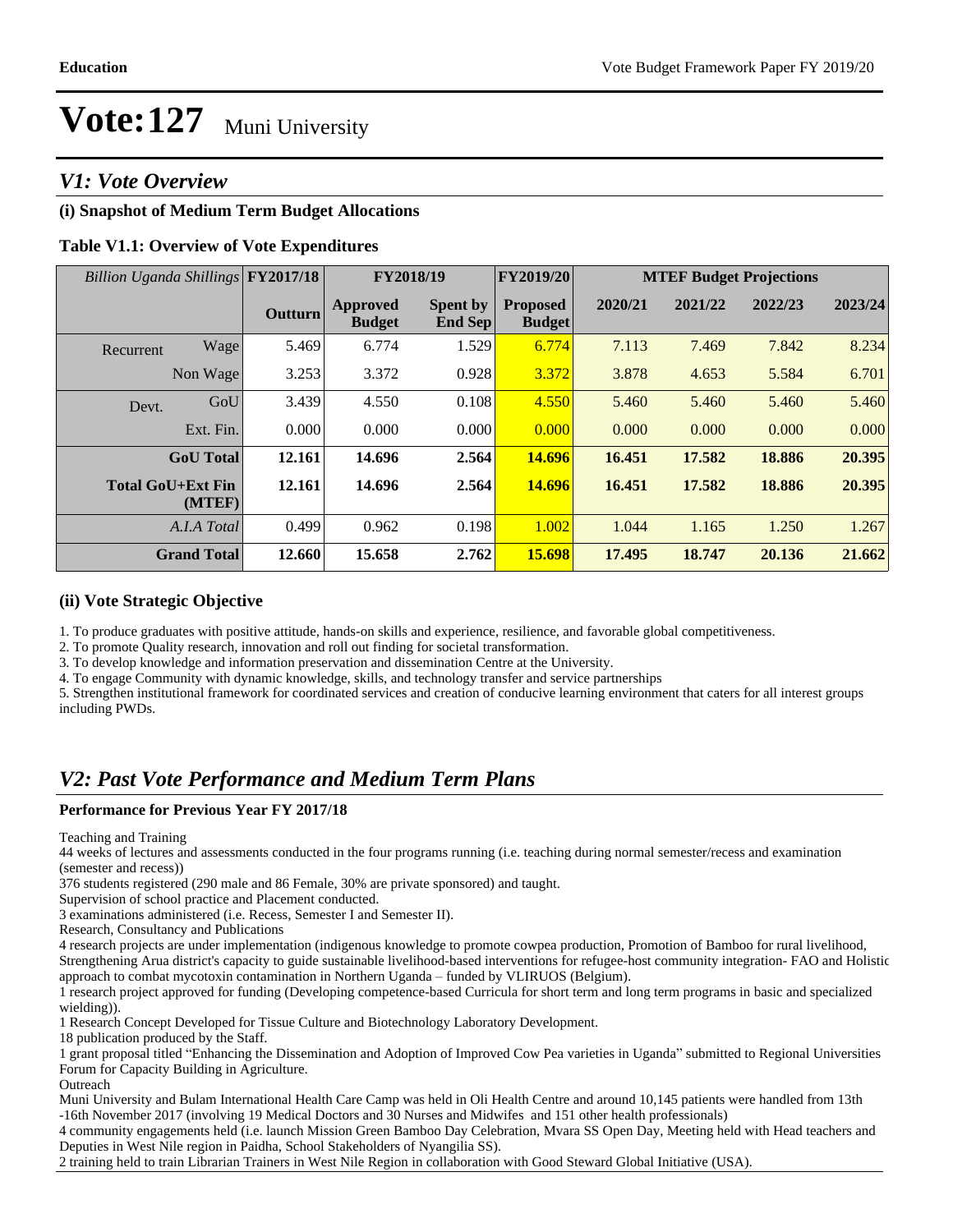# Vote:127 Muni University

## V1: Vote Overview

### (i) Snapshot of Medium Term Budget Allocations

**Table V1.1: Overview of Vote Expenditures**

| *Billion Uganda Shillings* | | FY2017/18 | FY2018/19 | | FY2019/20 | MTEF Budget Projections | | | |
|---|---|---|---|---|---|---|---|---|---|
| | | **Outturn** | **Approved Budget** | **Spent by End Sep** | **Proposed Budget** | **2020/21** | **2021/22** | **2022/23** | **2023/24** |
| Recurrent | Wage | 5.469 | 6.774 | 1.529 | 6.774 | 7.113 | 7.469 | 7.842 | 8.234 |
| | Non Wage | 3.253 | 3.372 | 0.928 | 3.372 | 3.878 | 4.653 | 5.584 | 6.701 |
| Devt. | GoU | 3.439 | 4.550 | 0.108 | 4.550 | 5.460 | 5.460 | 5.460 | 5.460 |
| | Ext. Fin. | 0.000 | 0.000 | 0.000 | 0.000 | 0.000 | 0.000 | 0.000 | 0.000 |
| | **GoU Total** | **12.161** | **14.696** | **2.564** | **14.696** | **16.451** | **17.582** | **18.886** | **20.395** |
| | **Total GoU+Ext Fin (MTEF)** | **12.161** | **14.696** | **2.564** | **14.696** | **16.451** | **17.582** | **18.886** | **20.395** |
| | *A.I.A Total* | 0.499 | 0.962 | 0.198 | 1.002 | 1.044 | 1.165 | 1.250 | 1.267 |
| | **Grand Total** | **12.660** | **15.658** | **2.762** | **15.698** | **17.495** | **18.747** | **20.136** | **21.662** |

### (ii) Vote Strategic Objective

1. To produce graduates with positive attitude, hands-on skills and experience, resilience, and favorable global competitiveness.
2. To promote Quality research, innovation and roll out finding for societal transformation.
3. To develop knowledge and information preservation and dissemination Centre at the University.
4. To engage Community with dynamic knowledge, skills, and technology transfer and service partnerships
5. Strengthen institutional framework for coordinated services and creation of conducive learning environment that caters for all interest groups including PWDs.

## V2: Past Vote Performance and Medium Term Plans

**Performance for Previous Year FY 2017/18**

Teaching and Training

44 weeks of lectures and assessments conducted in the four programs running (i.e. teaching during normal semester/recess and examination (semester and recess))

376 students registered (290 male and 86 Female, 30% are private sponsored) and taught.

Supervision of school practice and Placement conducted.

3 examinations administered (i.e. Recess, Semester I and Semester II).

Research, Consultancy and Publications

4 research projects are under implementation (indigenous knowledge to promote cowpea production, Promotion of Bamboo for rural livelihood, Strengthening Arua district's capacity to guide sustainable livelihood-based interventions for refugee-host community integration- FAO and Holistic approach to combat mycotoxin contamination in Northern Uganda – funded by VLIRUOS (Belgium).

1 research project approved for funding (Developing competence-based Curricula for short term and long term programs in basic and specialized wielding)).

1 Research Concept Developed for Tissue Culture and Biotechnology Laboratory Development.

18 publication produced by the Staff.

1 grant proposal titled "Enhancing the Dissemination and Adoption of Improved Cow Pea varieties in Uganda" submitted to Regional Universities Forum for Capacity Building in Agriculture.

Outreach

Muni University and Bulam International Health Care Camp was held in Oli Health Centre and around 10,145 patients were handled from 13th -16th November 2017 (involving 19 Medical Doctors and 30 Nurses and Midwifes and 151 other health professionals)

4 community engagements held (i.e. launch Mission Green Bamboo Day Celebration, Mvara SS Open Day, Meeting held with Head teachers and Deputies in West Nile region in Paidha, School Stakeholders of Nyangilia SS).

2 training held to train Librarian Trainers in West Nile Region in collaboration with Good Steward Global Initiative (USA).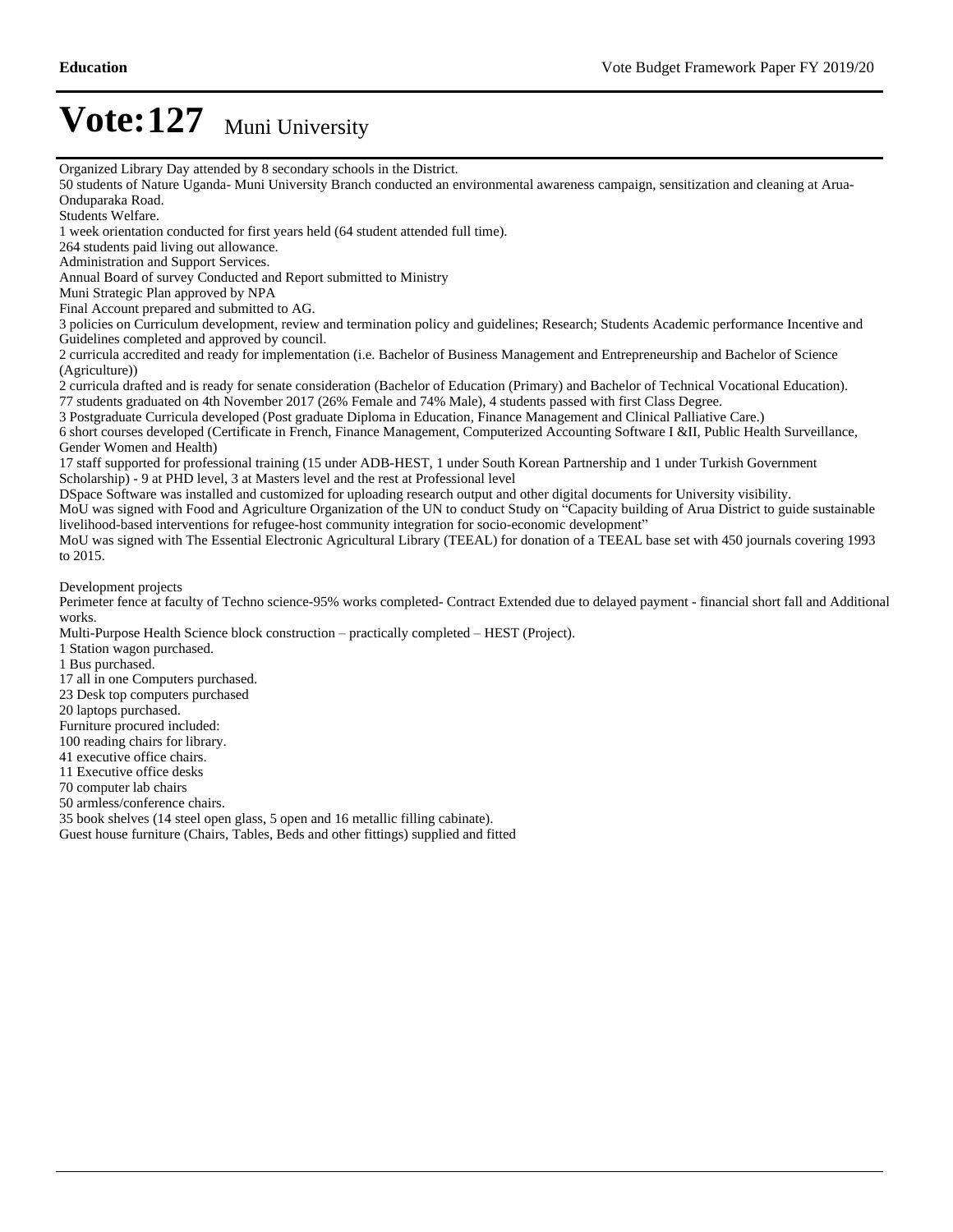# Vote:127 Muni University

Organized Library Day attended by 8 secondary schools in the District.

50 students of Nature Uganda- Muni University Branch conducted an environmental awareness campaign, sensitization and cleaning at Arua-Onduparaka Road.

Students Welfare.

1 week orientation conducted for first years held (64 student attended full time).

264 students paid living out allowance.

Administration and Support Services.

Annual Board of survey Conducted and Report submitted to Ministry

Muni Strategic Plan approved by NPA

Final Account prepared and submitted to AG.

3 policies on Curriculum development, review and termination policy and guidelines; Research; Students Academic performance Incentive and Guidelines completed and approved by council.

2 curricula accredited and ready for implementation (i.e. Bachelor of Business Management and Entrepreneurship and Bachelor of Science (Agriculture))

2 curricula drafted and is ready for senate consideration (Bachelor of Education (Primary) and Bachelor of Technical Vocational Education).

77 students graduated on 4th November 2017 (26% Female and 74% Male), 4 students passed with first Class Degree.

3 Postgraduate Curricula developed (Post graduate Diploma in Education, Finance Management and Clinical Palliative Care.)

6 short courses developed (Certificate in French, Finance Management, Computerized Accounting Software I &II, Public Health Surveillance, Gender Women and Health)

17 staff supported for professional training (15 under ADB-HEST, 1 under South Korean Partnership and 1 under Turkish Government Scholarship) - 9 at PHD level, 3 at Masters level and the rest at Professional level

DSpace Software was installed and customized for uploading research output and other digital documents for University visibility.

MoU was signed with Food and Agriculture Organization of the UN to conduct Study on "Capacity building of Arua District to guide sustainable livelihood-based interventions for refugee-host community integration for socio-economic development"

MoU was signed with The Essential Electronic Agricultural Library (TEEAL) for donation of a TEEAL base set with 450 journals covering 1993 to 2015.

Development projects

Perimeter fence at faculty of Techno science-95% works completed- Contract Extended due to delayed payment - financial short fall and Additional works.

Multi-Purpose Health Science block construction – practically completed – HEST (Project).

1 Station wagon purchased.

1 Bus purchased.

17 all in one Computers purchased.

23 Desk top computers purchased

20 laptops purchased.

Furniture procured included:

100 reading chairs for library.

41 executive office chairs.

11 Executive office desks

70 computer lab chairs

50 armless/conference chairs.

35 book shelves (14 steel open glass, 5 open and 16 metallic filling cabinate).

Guest house furniture (Chairs, Tables, Beds and other fittings) supplied and fitted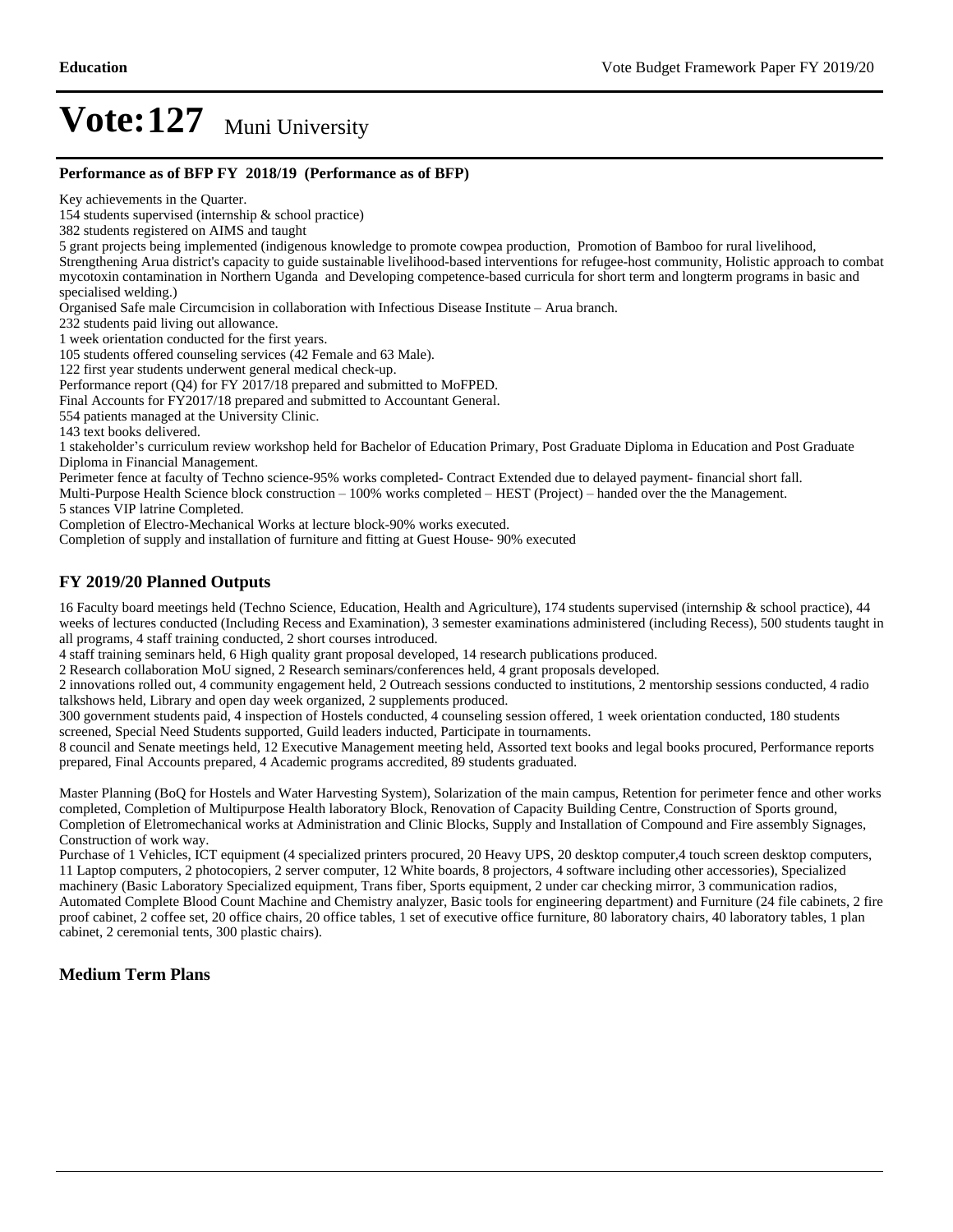# Vote:127 Muni University

### Performance as of BFP FY 2018/19 (Performance as of BFP)

Key achievements in the Quarter.
154 students supervised (internship & school practice)
382 students registered on AIMS and taught
5 grant projects being implemented (indigenous knowledge to promote cowpea production, Promotion of Bamboo for rural livelihood, Strengthening Arua district's capacity to guide sustainable livelihood-based interventions for refugee-host community, Holistic approach to combat mycotoxin contamination in Northern Uganda and Developing competence-based curricula for short term and longterm programs in basic and specialised welding.)
Organised Safe male Circumcision in collaboration with Infectious Disease Institute – Arua branch.
232 students paid living out allowance.
1 week orientation conducted for the first years.
105 students offered counseling services (42 Female and 63 Male).
122 first year students underwent general medical check-up.
Performance report (Q4) for FY 2017/18 prepared and submitted to MoFPED.
Final Accounts for FY2017/18 prepared and submitted to Accountant General.
554 patients managed at the University Clinic.
143 text books delivered.
1 stakeholder's curriculum review workshop held for Bachelor of Education Primary, Post Graduate Diploma in Education and Post Graduate Diploma in Financial Management.
Perimeter fence at faculty of Techno science-95% works completed- Contract Extended due to delayed payment- financial short fall.
Multi-Purpose Health Science block construction – 100% works completed – HEST (Project) – handed over the the Management.
5 stances VIP latrine Completed.
Completion of Electro-Mechanical Works at lecture block-90% works executed.
Completion of supply and installation of furniture and fitting at Guest House- 90% executed

## FY 2019/20 Planned Outputs

16 Faculty board meetings held (Techno Science, Education, Health and Agriculture), 174 students supervised (internship & school practice), 44 weeks of lectures conducted (Including Recess and Examination), 3 semester examinations administered (including Recess), 500 students taught in all programs, 4 staff training conducted, 2 short courses introduced.
4 staff training seminars held, 6 High quality grant proposal developed, 14 research publications produced.
2 Research collaboration MoU signed, 2 Research seminars/conferences held, 4 grant proposals developed.
2 innovations rolled out, 4 community engagement held, 2 Outreach sessions conducted to institutions, 2 mentorship sessions conducted, 4 radio talkshows held, Library and open day week organized, 2 supplements produced.
300 government students paid, 4 inspection of Hostels conducted, 4 counseling session offered, 1 week orientation conducted, 180 students screened, Special Need Students supported, Guild leaders inducted, Participate in tournaments.
8 council and Senate meetings held, 12 Executive Management meeting held, Assorted text books and legal books procured, Performance reports prepared, Final Accounts prepared, 4 Academic programs accredited, 89 students graduated.

Master Planning (BoQ for Hostels and Water Harvesting System), Solarization of the main campus, Retention for perimeter fence and other works completed, Completion of Multipurpose Health laboratory Block, Renovation of Capacity Building Centre, Construction of Sports ground, Completion of Eletromechanical works at Administration and Clinic Blocks, Supply and Installation of Compound and Fire assembly Signages, Construction of work way.
Purchase of 1 Vehicles, ICT equipment (4 specialized printers procured, 20 Heavy UPS, 20 desktop computer,4 touch screen desktop computers, 11 Laptop computers, 2 photocopiers, 2 server computer, 12 White boards, 8 projectors, 4 software including other accessories), Specialized machinery (Basic Laboratory Specialized equipment, Trans fiber, Sports equipment, 2 under car checking mirror, 3 communication radios, Automated Complete Blood Count Machine and Chemistry analyzer, Basic tools for engineering department) and Furniture (24 file cabinets, 2 fire proof cabinet, 2 coffee set, 20 office chairs, 20 office tables, 1 set of executive office furniture, 80 laboratory chairs, 40 laboratory tables, 1 plan cabinet, 2 ceremonial tents, 300 plastic chairs).

## Medium Term Plans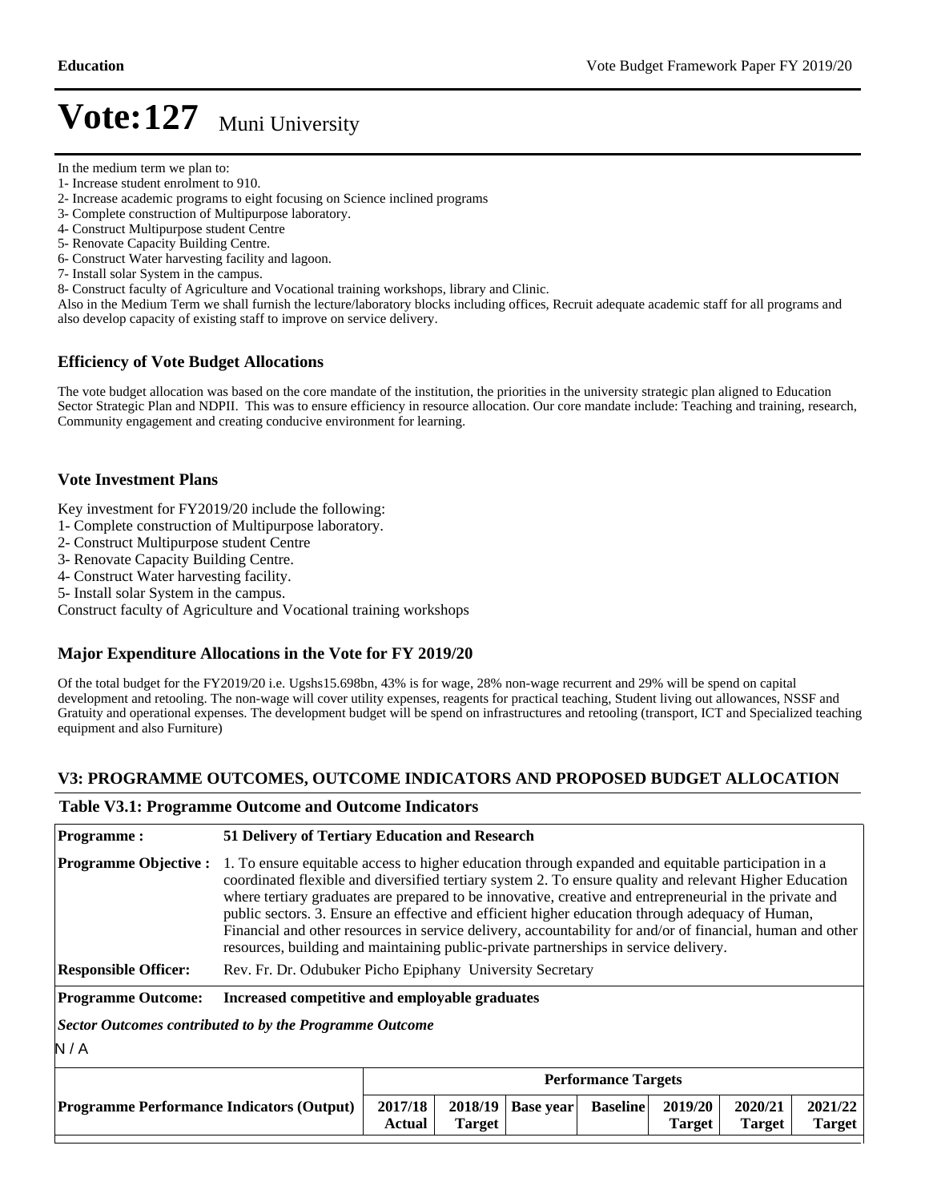# Vote:127 Muni University

In the medium term we plan to:

1- Increase student enrolment to 910.
2- Increase academic programs to eight focusing on Science inclined programs
3- Complete construction of Multipurpose laboratory.
4- Construct Multipurpose student Centre
5- Renovate Capacity Building Centre.
6- Construct Water harvesting facility and lagoon.
7- Install solar System in the campus.
8- Construct faculty of Agriculture and Vocational training workshops, library and Clinic.

Also in the Medium Term we shall furnish the lecture/laboratory blocks including offices, Recruit adequate academic staff for all programs and also develop capacity of existing staff to improve on service delivery.

### Efficiency of Vote Budget Allocations

The vote budget allocation was based on the core mandate of the institution, the priorities in the university strategic plan aligned to Education Sector Strategic Plan and NDPII. This was to ensure efficiency in resource allocation. Our core mandate include: Teaching and training, research, Community engagement and creating conducive environment for learning.

### Vote Investment Plans

Key investment for FY2019/20 include the following:

1- Complete construction of Multipurpose laboratory.
2- Construct Multipurpose student Centre
3- Renovate Capacity Building Centre.
4- Construct Water harvesting facility.
5- Install solar System in the campus.

Construct faculty of Agriculture and Vocational training workshops

### Major Expenditure Allocations in the Vote for FY 2019/20

Of the total budget for the FY2019/20 i.e. Ugshs15.698bn, 43% is for wage, 28% non-wage recurrent and 29% will be spend on capital development and retooling. The non-wage will cover utility expenses, reagents for practical teaching, Student living out allowances, NSSF and Gratuity and operational expenses. The development budget will be spend on infrastructures and retooling (transport, ICT and Specialized teaching equipment and also Furniture)

## V3: PROGRAMME OUTCOMES, OUTCOME INDICATORS AND PROPOSED BUDGET ALLOCATION

### Table V3.1: Programme Outcome and Outcome Indicators

**Programme :** 51 Delivery of Tertiary Education and Research

**Programme Objective :** 1. To ensure equitable access to higher education through expanded and equitable participation in a coordinated flexible and diversified tertiary system 2. To ensure quality and relevant Higher Education where tertiary graduates are prepared to be innovative, creative and entrepreneurial in the private and public sectors. 3. Ensure an effective and efficient higher education through adequacy of Human, Financial and other resources in service delivery, accountability for and/or of financial, human and other resources, building and maintaining public-private partnerships in service delivery.

**Responsible Officer:** Rev. Fr. Dr. Odubuker Picho Epiphany University Secretary

**Programme Outcome:** Increased competitive and employable graduates

***Sector Outcomes contributed to by the Programme Outcome***

N / A

| | Performance Targets | | | | | | |
|---|---|---|---|---|---|---|---|
| **Programme Performance Indicators (Output)** | **2017/18 Actual** | **2018/19 Target** | **Base year** | **Baseline** | **2019/20 Target** | **2020/21 Target** | **2021/22 Target** |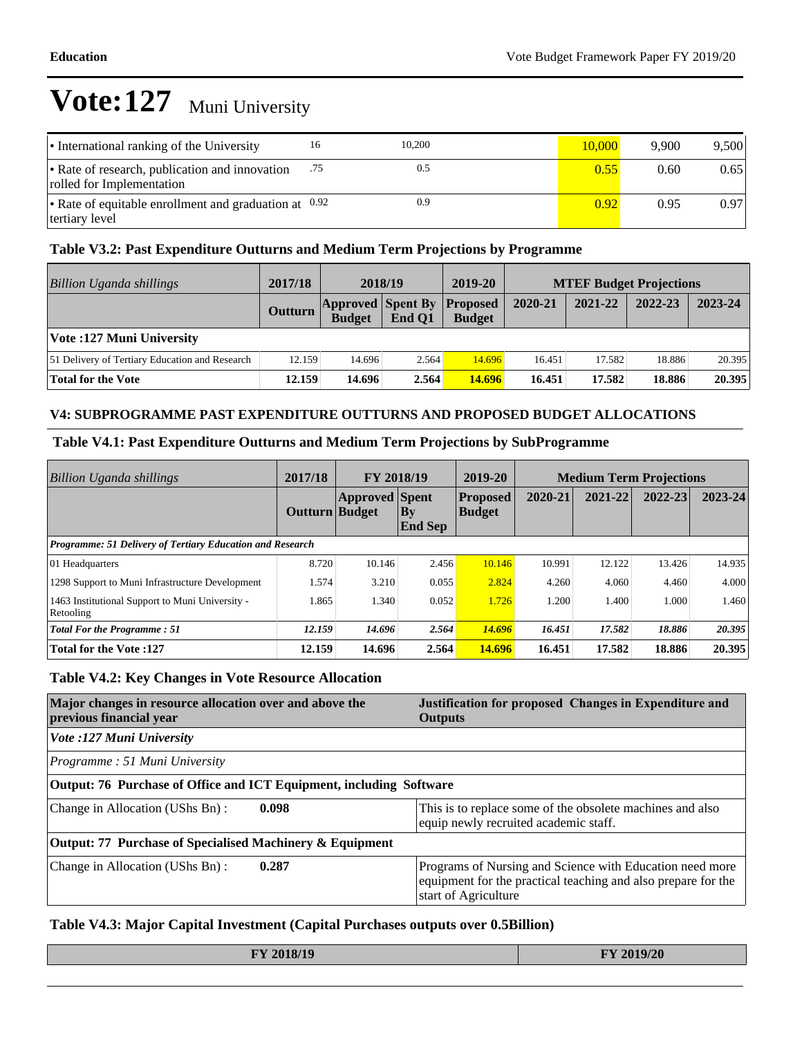# Vote:127 Muni University

| | | | | | |
|---|---|---|---|---|---|
| • International ranking of the University | 16 | 10,200 | 10,000 | 9,900 | 9,500 |
| • Rate of research, publication and innovation rolled for Implementation | .75 | 0.5 | 0.55 | 0.60 | 0.65 |
| • Rate of equitable enrollment and graduation at tertiary level | 0.92 | 0.9 | 0.92 | 0.95 | 0.97 |

### Table V3.2: Past Expenditure Outturns and Medium Term Projections by Programme

| *Billion Uganda shillings* | 2017/18 | 2018/19 | | 2019-20 | MTEF Budget Projections | | | |
|---|---|---|---|---|---|---|---|---|
| | Outturn | Approved Budget | Spent By End Q1 | Proposed Budget | 2020-21 | 2021-22 | 2022-23 | 2023-24 |
| **Vote :127 Muni University** | | | | | | | | |
| 51 Delivery of Tertiary Education and Research | 12.159 | 14.696 | 2.564 | 14.696 | 16.451 | 17.582 | 18.886 | 20.395 |
| **Total for the Vote** | **12.159** | **14.696** | **2.564** | **14.696** | **16.451** | **17.582** | **18.886** | **20.395** |

### V4: SUBPROGRAMME PAST EXPENDITURE OUTTURNS AND PROPOSED BUDGET ALLOCATIONS

### Table V4.1: Past Expenditure Outturns and Medium Term Projections by SubProgramme

| *Billion Uganda shillings* | 2017/18 | FY 2018/19 | | 2019-20 | Medium Term Projections | | | |
|---|---|---|---|---|---|---|---|---|
| | Outturn | Approved Budget | Spent By End Sep | Proposed Budget | 2020-21 | 2021-22 | 2022-23 | 2023-24 |
| ***Programme: 51 Delivery of Tertiary Education and Research*** | | | | | | | | |
| 01 Headquarters | 8.720 | 10.146 | 2.456 | 10.146 | 10.991 | 12.122 | 13.426 | 14.935 |
| 1298 Support to Muni Infrastructure Development | 1.574 | 3.210 | 0.055 | 2.824 | 4.260 | 4.060 | 4.460 | 4.000 |
| 1463 Institutional Support to Muni University - Retooling | 1.865 | 1.340 | 0.052 | 1.726 | 1.200 | 1.400 | 1.000 | 1.460 |
| ***Total For the Programme : 51*** | ***12.159*** | ***14.696*** | ***2.564*** | ***14.696*** | ***16.451*** | ***17.582*** | ***18.886*** | ***20.395*** |
| **Total for the Vote :127** | **12.159** | **14.696** | **2.564** | **14.696** | **16.451** | **17.582** | **18.886** | **20.395** |

### Table V4.2: Key Changes in Vote Resource Allocation

| Major changes in resource allocation over and above the previous financial year | | Justification for proposed Changes in Expenditure and Outputs |
|---|---|---|
| *Vote :127 Muni University* | | |
| *Programme : 51 Muni University* | | |
| **Output: 76 Purchase of Office and ICT Equipment, including Software** | | |
| Change in Allocation (UShs Bn) : | **0.098** | This is to replace some of the obsolete machines and also equip newly recruited academic staff. |
| **Output: 77 Purchase of Specialised Machinery & Equipment** | | |
| Change in Allocation (UShs Bn) : | **0.287** | Programs of Nursing and Science with Education need more equipment for the practical teaching and also prepare for the start of Agriculture |

### Table V4.3: Major Capital Investment (Capital Purchases outputs over 0.5Billion)

| FY 2018/19 | FY 2019/20 |
|---|---|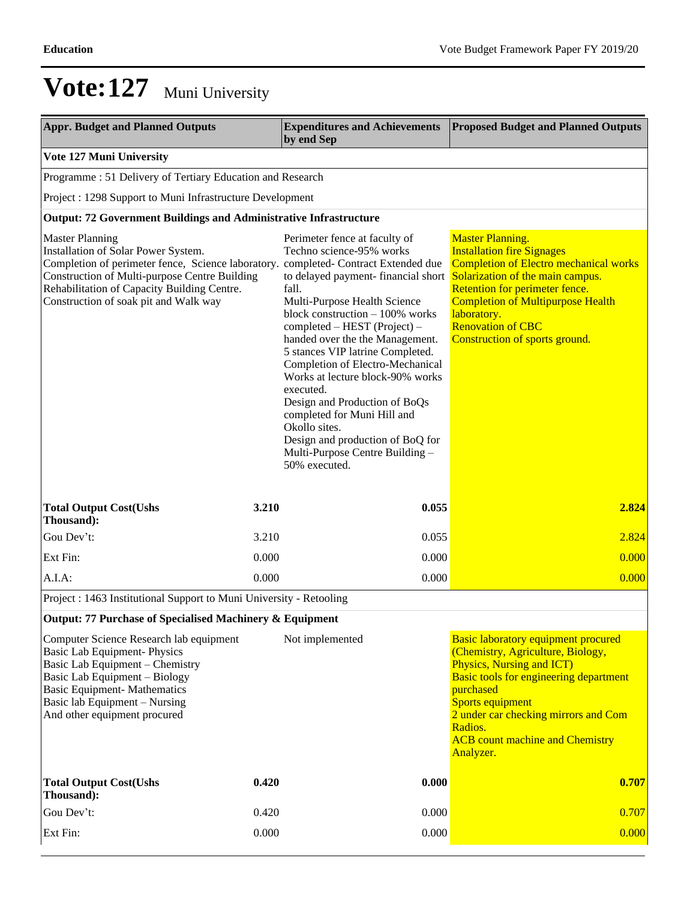# Vote:127 Muni University

| Appr. Budget and Planned Outputs | | Expenditures and Achievements by end Sep | Proposed Budget and Planned Outputs |
|---|---|---|---|
| **Vote 127 Muni University** | | | |
| Programme : 51 Delivery of Tertiary Education and Research | | | |
| Project : 1298 Support to Muni Infrastructure Development | | | |
| **Output: 72 Government Buildings and Administrative Infrastructure** | | | |
| Master Planning<br>Installation of Solar Power System.<br>Completion of perimeter fence, Science laboratory.<br>Construction of Multi-purpose Centre Building<br>Rehabilitation of Capacity Building Centre.<br>Construction of soak pit and Walk way | | Perimeter fence at faculty of Techno science-95% works completed- Contract Extended due to delayed payment- financial short fall.<br>Multi-Purpose Health Science block construction – 100% works completed – HEST (Project) – handed over the the Management.<br>5 stances VIP latrine Completed.<br>Completion of Electro-Mechanical Works at lecture block-90% works executed.<br>Design and Production of BoQs completed for Muni Hill and Okollo sites.<br>Design and production of BoQ for Multi-Purpose Centre Building – 50% executed. | Master Planning.<br>Installation fire Signages<br>Completion of Electro mechanical works<br>Solarization of the main campus.<br>Retention for perimeter fence.<br>Completion of Multipurpose Health laboratory.<br>Renovation of CBC<br>Construction of sports ground. |
| **Total Output Cost(Ushs Thousand):** | **3.210** | **0.055** | **2.824** |
| Gou Dev't: | 3.210 | 0.055 | 2.824 |
| Ext Fin: | 0.000 | 0.000 | 0.000 |
| A.I.A: | 0.000 | 0.000 | 0.000 |
| Project : 1463 Institutional Support to Muni University - Retooling | | | |
| **Output: 77 Purchase of Specialised Machinery & Equipment** | | | |
| Computer Science Research lab equipment<br>Basic Lab Equipment- Physics<br>Basic Lab Equipment – Chemistry<br>Basic Lab Equipment – Biology<br>Basic Equipment- Mathematics<br>Basic lab Equipment – Nursing<br>And other equipment procured | | Not implemented | Basic laboratory equipment procured (Chemistry, Agriculture, Biology, Physics, Nursing and ICT)<br>Basic tools for engineering department purchased<br>Sports equipment<br>2 under car checking mirrors and Com Radios.<br>ACB count machine and Chemistry Analyzer. |
| **Total Output Cost(Ushs Thousand):** | **0.420** | **0.000** | **0.707** |
| Gou Dev't: | 0.420 | 0.000 | 0.707 |
| Ext Fin: | 0.000 | 0.000 | 0.000 |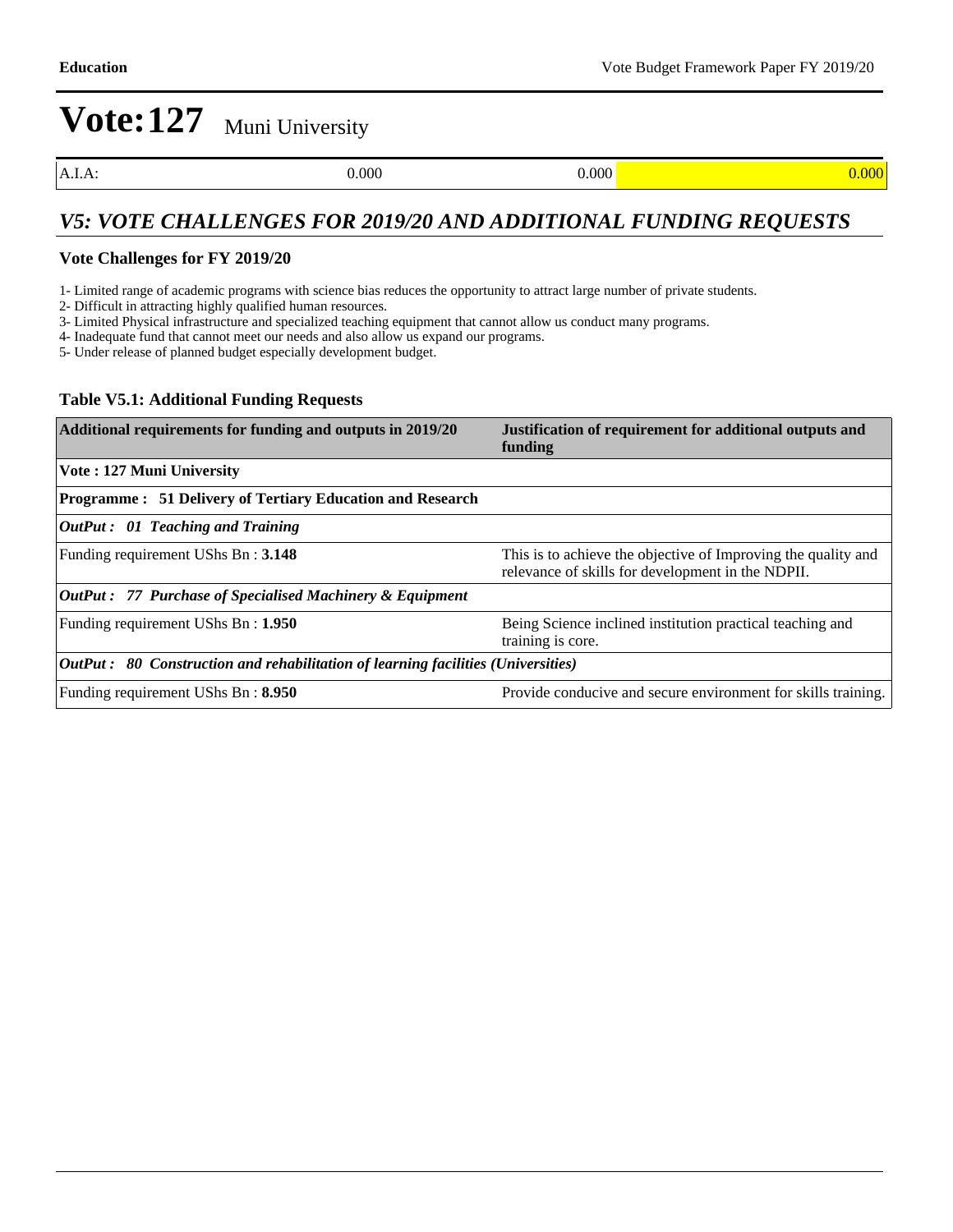# Vote:127 Muni University

| A.I.A: | 0.000 | 0.000 | 0.000 |
|---|---|---|---|

## *V5: VOTE CHALLENGES FOR 2019/20 AND ADDITIONAL FUNDING REQUESTS*

### Vote Challenges for FY 2019/20

1- Limited range of academic programs with science bias reduces the opportunity to attract large number of private students.
2- Difficult in attracting highly qualified human resources.
3- Limited Physical infrastructure and specialized teaching equipment that cannot allow us conduct many programs.
4- Inadequate fund that cannot meet our needs and also allow us expand our programs.
5- Under release of planned budget especially development budget.

### Table V5.1: Additional Funding Requests

| Additional requirements for funding and outputs in 2019/20 | Justification of requirement for additional outputs and funding |
|---|---|
| **Vote : 127 Muni University** | |
| **Programme : 51 Delivery of Tertiary Education and Research** | |
| ***OutPut : 01 Teaching and Training*** | |
| Funding requirement UShs Bn : **3.148** | This is to achieve the objective of Improving the quality and relevance of skills for development in the NDPII. |
| ***OutPut : 77 Purchase of Specialised Machinery & Equipment*** | |
| Funding requirement UShs Bn : **1.950** | Being Science inclined institution practical teaching and training is core. |
| ***OutPut : 80 Construction and rehabilitation of learning facilities (Universities)*** | |
| Funding requirement UShs Bn : **8.950** | Provide conducive and secure environment for skills training. |